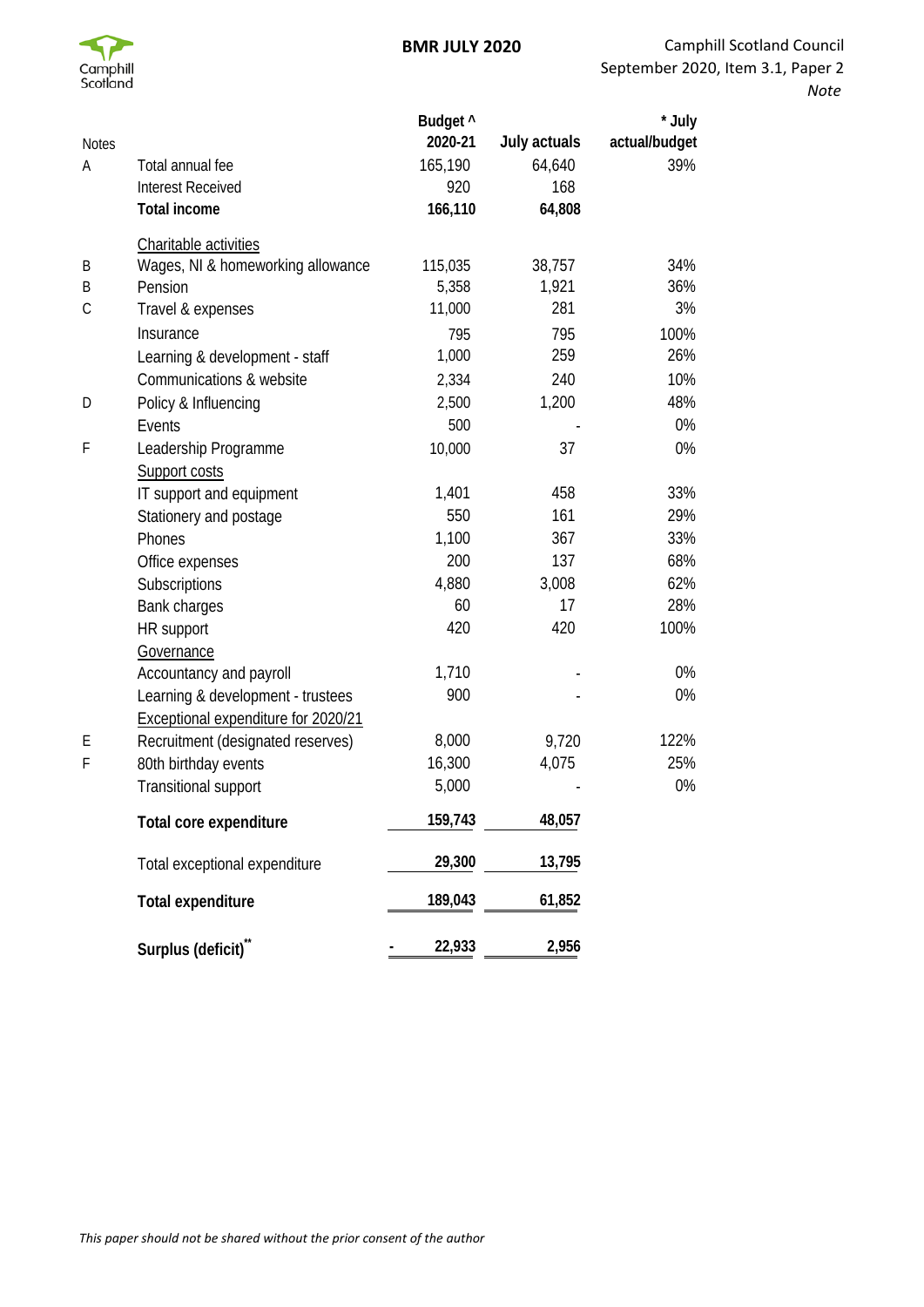**BMR JULY 2020**

Camphill Scotland Council
September 2020, Item 3.1, Paper 2
*Note*

| Notes | | Budget ^ 2020-21 | July actuals | * July actual/budget |
|---|---|---|---|---|
| A | Total annual fee | 165,190 | 64,640 | 39% |
| | Interest Received | 920 | 168 | |
| | **Total income** | **166,110** | **64,808** | |
| | Charitable activities | | | |
| B | Wages, NI & homeworking allowance | 115,035 | 38,757 | 34% |
| B | Pension | 5,358 | 1,921 | 36% |
| C | Travel & expenses | 11,000 | 281 | 3% |
| | Insurance | 795 | 795 | 100% |
| | Learning & development - staff | 1,000 | 259 | 26% |
| | Communications & website | 2,334 | 240 | 10% |
| D | Policy & Influencing | 2,500 | 1,200 | 48% |
| | Events | 500 | - | 0% |
| F | Leadership Programme | 10,000 | 37 | 0% |
| | Support costs | | | |
| | IT support and equipment | 1,401 | 458 | 33% |
| | Stationery and postage | 550 | 161 | 29% |
| | Phones | 1,100 | 367 | 33% |
| | Office expenses | 200 | 137 | 68% |
| | Subscriptions | 4,880 | 3,008 | 62% |
| | Bank charges | 60 | 17 | 28% |
| | HR support | 420 | 420 | 100% |
| | Governance | | | |
| | Accountancy and payroll | 1,710 | - | 0% |
| | Learning & development - trustees | 900 | - | 0% |
| | Exceptional expenditure for 2020/21 | | | |
| E | Recruitment (designated reserves) | 8,000 | 9,720 | 122% |
| F | 80th birthday events | 16,300 | 4,075 | 25% |
| | Transitional support | 5,000 | - | 0% |
| | **Total core expenditure** | **159,743** | **48,057** | |
| | Total exceptional expenditure | **29,300** | **13,795** | |
| | **Total expenditure** | **189,043** | **61,852** | |
| | **Surplus (deficit)**[**] | **- 22,933** | **2,956** | |

*This paper should not be shared without the prior consent of the author*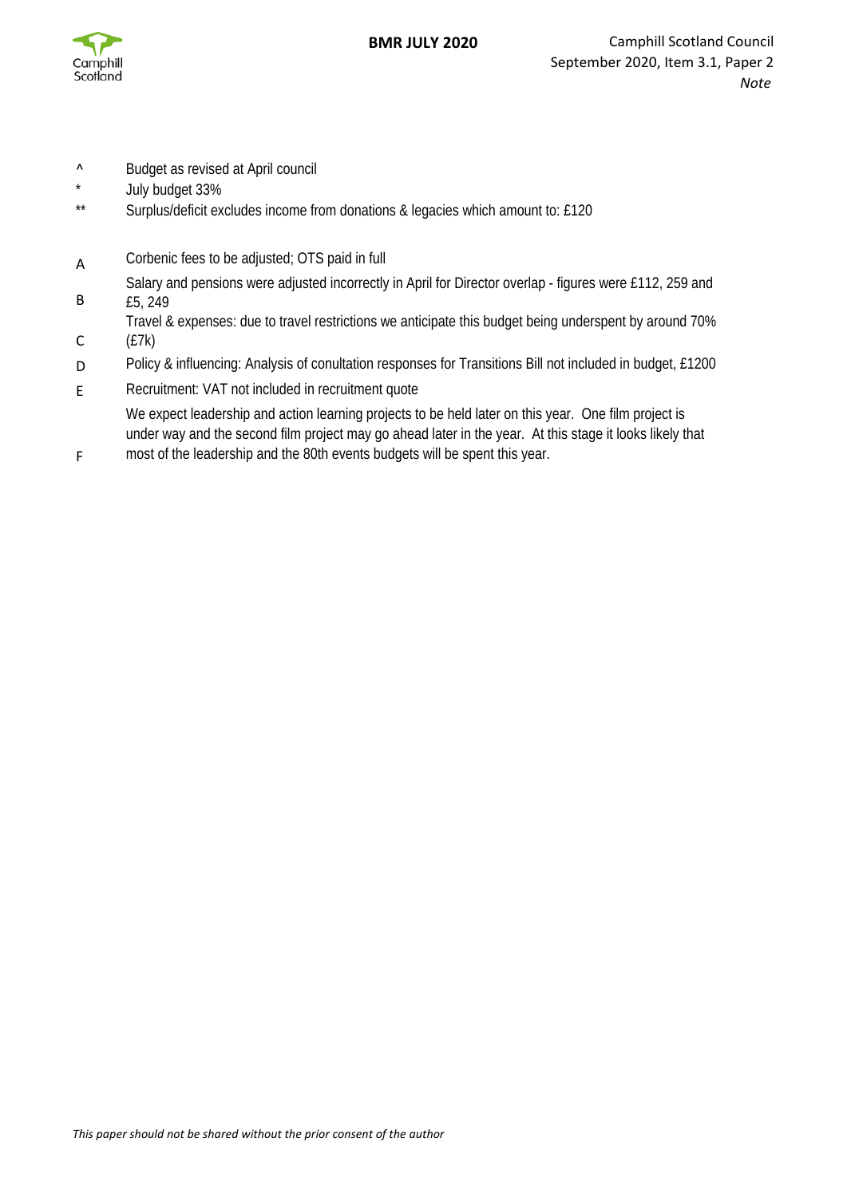| | |
|---|---|
| ^ | Budget as revised at April council |
| * | July budget 33% |
| ** | Surplus/deficit excludes income from donations & legacies which amount to: £120 |
| A | Corbenic fees to be adjusted; OTS paid in full |
| B | Salary and pensions were adjusted incorrectly in April for Director overlap - figures were £112, 259 and £5, 249 |
| C | Travel & expenses: due to travel restrictions we anticipate this budget being underspent by around 70% (£7k) |
| D | Policy & influencing: Analysis of conultation responses for Transitions Bill not included in budget, £1200 |
| E | Recruitment: VAT not included in recruitment quote |
| F | We expect leadership and action learning projects to be held later on this year. One film project is under way and the second film project may go ahead later in the year. At this stage it looks likely that most of the leadership and the 80th events budgets will be spent this year. |